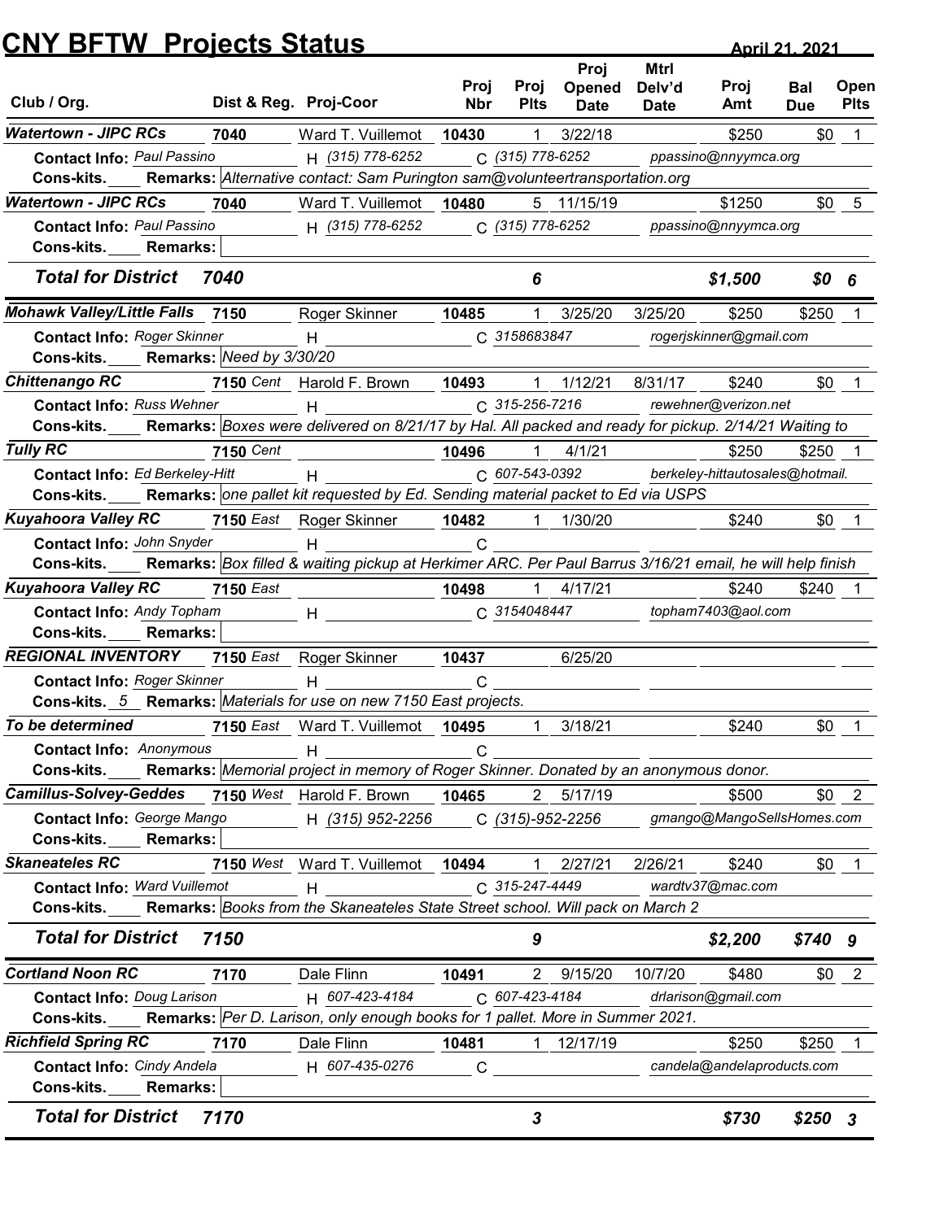# CNY BFTW Projects Status

April 21, 2021

| Club / Org. | Dist & Reg. | Proj-Coor | Proj Nbr | Proj Plts | Proj Opened Date | Mtrl Delv'd Date | Proj Amt | Bal Due | Open Plts |
|---|---|---|---|---|---|---|---|---|---|
| **Watertown - JIPC RCs** | 7040 | Ward T. Vuillemot | 10430 | 1 | 3/22/18 | | $250 | $0 | 1 |
| Contact Info: Paul Passino | | H (315) 778-6252 | C (315) 778-6252 | | ppassino@nnyymca.org | | | | |
| Cons-kits. | Remarks: Alternative contact: Sam Purington sam@volunteertransportation.org | | | | | | | | |
| **Watertown - JIPC RCs** | 7040 | Ward T. Vuillemot | 10480 | 5 | 11/15/19 | | $1250 | $0 | 5 |
| Contact Info: Paul Passino | | H (315) 778-6252 | C (315) 778-6252 | | ppassino@nnyymca.org | | | | |
| Cons-kits. | Remarks: | | | | | | | | |
| ***Total for District*** | ***7040*** | | | ***6*** | | | ***$1,500*** | ***$0*** | ***6*** |
| **Mohawk Valley/Little Falls** | 7150 | Roger Skinner | 10485 | 1 | 3/25/20 | 3/25/20 | $250 | $250 | 1 |
| Contact Info: Roger Skinner | | H | C 3158683847 | | rogerjskinner@gmail.com | | | | |
| Cons-kits. | Remarks: Need by 3/30/20 | | | | | | | | |
| **Chittenango RC** | 7150 Cent | Harold F. Brown | 10493 | 1 | 1/12/21 | 8/31/17 | $240 | $0 | 1 |
| Contact Info: Russ Wehner | | H | C 315-256-7216 | | rewehner@verizon.net | | | | |
| Cons-kits. | Remarks: Boxes were delivered on 8/21/17 by Hal. All packed and ready for pickup. 2/14/21 Waiting to | | | | | | | | |
| **Tully RC** | 7150 Cent | | 10496 | 1 | 4/1/21 | | $250 | $250 | 1 |
| Contact Info: Ed Berkeley-Hitt | | H | C 607-543-0392 | | berkeley-hittautosales@hotmail. | | | | |
| Cons-kits. | Remarks: one pallet kit requested by Ed. Sending material packet to Ed via USPS | | | | | | | | |
| **Kuyahoora Valley RC** | 7150 East | Roger Skinner | 10482 | 1 | 1/30/20 | | $240 | $0 | 1 |
| Contact Info: John Snyder | | H | C | | | | | | |
| Cons-kits. | Remarks: Box filled & waiting pickup at Herkimer ARC. Per Paul Barrus 3/16/21 email, he will help finish | | | | | | | | |
| **Kuyahoora Valley RC** | 7150 East | | 10498 | 1 | 4/17/21 | | $240 | $240 | 1 |
| Contact Info: Andy Topham | | H | C 3154048447 | | topham7403@aol.com | | | | |
| Cons-kits. | Remarks: | | | | | | | | |
| **REGIONAL INVENTORY** | 7150 East | Roger Skinner | 10437 | | 6/25/20 | | | | |
| Contact Info: Roger Skinner | | H | C | | | | | | |
| Cons-kits. 5 | Remarks: Materials for use on new 7150 East projects. | | | | | | | | |
| **To be determined** | 7150 East | Ward T. Vuillemot | 10495 | 1 | 3/18/21 | | $240 | $0 | 1 |
| Contact Info: Anonymous | | H | C | | | | | | |
| Cons-kits. | Remarks: Memorial project in memory of Roger Skinner. Donated by an anonymous donor. | | | | | | | | |
| **Camillus-Solvey-Geddes** | 7150 West | Harold F. Brown | 10465 | 2 | 5/17/19 | | $500 | $0 | 2 |
| Contact Info: George Mango | | H (315) 952-2256 | C (315)-952-2256 | | gmango@MangoSellsHomes.com | | | | |
| Cons-kits. | Remarks: | | | | | | | | |
| **Skaneateles RC** | 7150 West | Ward T. Vuillemot | 10494 | 1 | 2/27/21 | 2/26/21 | $240 | $0 | 1 |
| Contact Info: Ward Vuillemot | | H | C 315-247-4449 | | wardtv37@mac.com | | | | |
| Cons-kits. | Remarks: Books from the Skaneateles State Street school. Will pack on March 2 | | | | | | | | |
| ***Total for District*** | ***7150*** | | | ***9*** | | | ***$2,200*** | ***$740*** | ***9*** |
| **Cortland Noon RC** | 7170 | Dale Flinn | 10491 | 2 | 9/15/20 | 10/7/20 | $480 | $0 | 2 |
| Contact Info: Doug Larison | | H 607-423-4184 | C 607-423-4184 | | drlarison@gmail.com | | | | |
| Cons-kits. | Remarks: Per D. Larison, only enough books for 1 pallet. More in Summer 2021. | | | | | | | | |
| **Richfield Spring RC** | 7170 | Dale Flinn | 10481 | 1 | 12/17/19 | | $250 | $250 | 1 |
| Contact Info: Cindy Andela | | H 607-435-0276 | C | | candela@andelaproducts.com | | | | |
| Cons-kits. | Remarks: | | | | | | | | |
| ***Total for District*** | ***7170*** | | | ***3*** | | | ***$730*** | ***$250*** | ***3*** |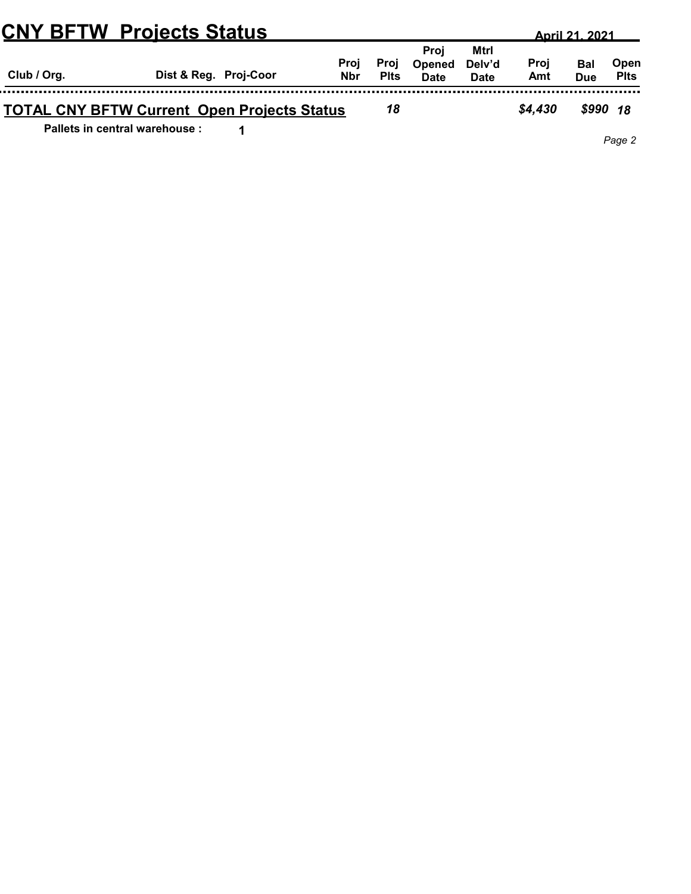# CNY BFTW Projects Status

April 21, 2021

| Club / Org. | Dist & Reg. | Proj-Coor | Proj Nbr | Proj Plts | Proj Opened Date | Mtrl Delv'd Date | Proj Amt | Bal Due | Open Plts |
|---|---|---|---|---|---|---|---|---|---|
| **TOTAL CNY BFTW Current Open Projects Status** | | | | *18* | | | *$4,430* | *$990* | *18* |

**Pallets in central warehouse :** **1**